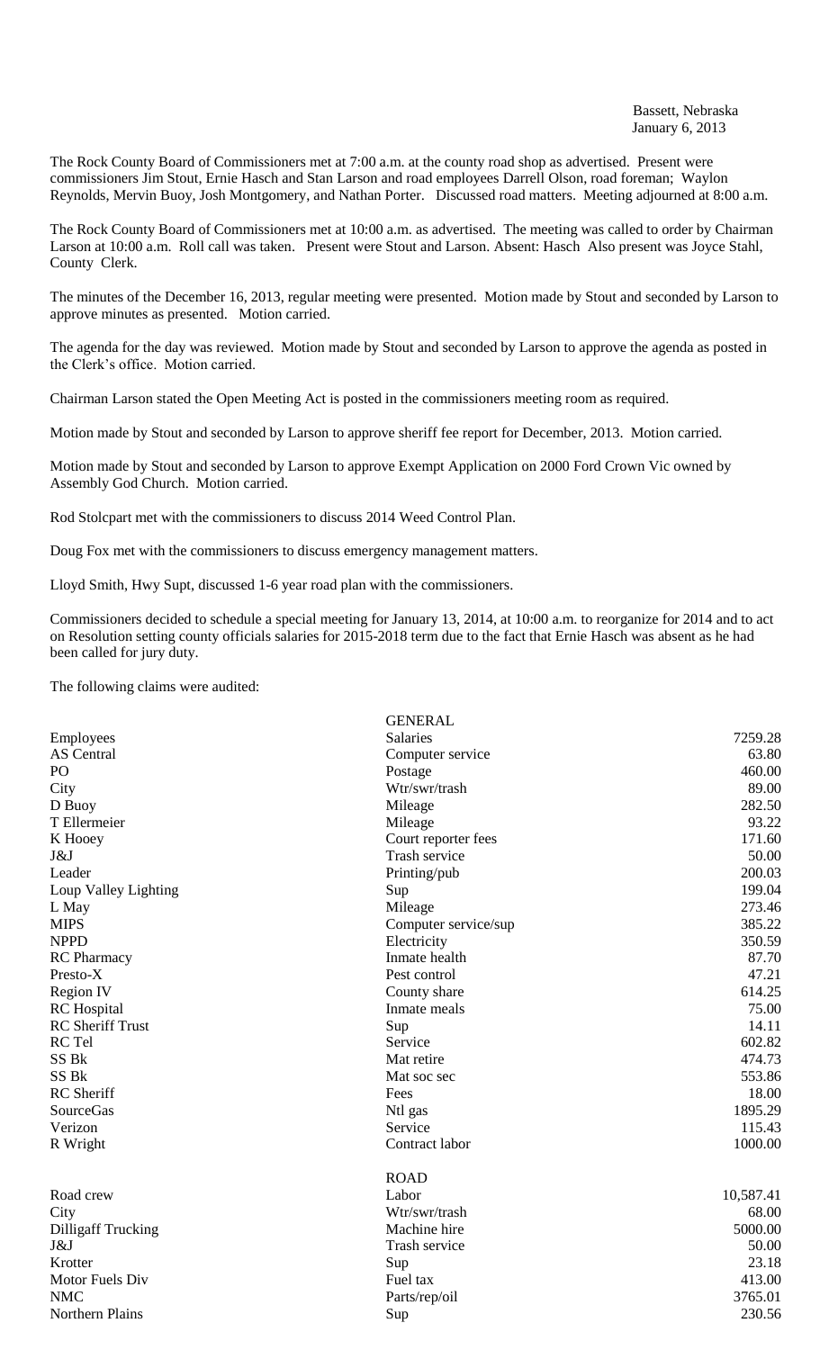Bassett, Nebraska
January 6, 2013

The Rock County Board of Commissioners met at 7:00 a.m. at the county road shop as advertised. Present were commissioners Jim Stout, Ernie Hasch and Stan Larson and road employees Darrell Olson, road foreman; Waylon Reynolds, Mervin Buoy, Josh Montgomery, and Nathan Porter. Discussed road matters. Meeting adjourned at 8:00 a.m.

The Rock County Board of Commissioners met at 10:00 a.m. as advertised. The meeting was called to order by Chairman Larson at 10:00 a.m. Roll call was taken. Present were Stout and Larson. Absent: Hasch Also present was Joyce Stahl, County Clerk.

The minutes of the December 16, 2013, regular meeting were presented. Motion made by Stout and seconded by Larson to approve minutes as presented. Motion carried.

The agenda for the day was reviewed. Motion made by Stout and seconded by Larson to approve the agenda as posted in the Clerk's office. Motion carried.

Chairman Larson stated the Open Meeting Act is posted in the commissioners meeting room as required.

Motion made by Stout and seconded by Larson to approve sheriff fee report for December, 2013. Motion carried.

Motion made by Stout and seconded by Larson to approve Exempt Application on 2000 Ford Crown Vic owned by Assembly God Church. Motion carried.

Rod Stolcpart met with the commissioners to discuss 2014 Weed Control Plan.

Doug Fox met with the commissioners to discuss emergency management matters.

Lloyd Smith, Hwy Supt, discussed 1-6 year road plan with the commissioners.

Commissioners decided to schedule a special meeting for January 13, 2014, at 10:00 a.m. to reorganize for 2014 and to act on Resolution setting county officials salaries for 2015-2018 term due to the fact that Ernie Hasch was absent as he had been called for jury duty.

The following claims were audited:

| | GENERAL | |
|---|---|---|
| Employees | Salaries | 7259.28 |
| AS Central | Computer service | 63.80 |
| PO | Postage | 460.00 |
| City | Wtr/swr/trash | 89.00 |
| D Buoy | Mileage | 282.50 |
| T Ellermeier | Mileage | 93.22 |
| K Hooey | Court reporter fees | 171.60 |
| J&J | Trash service | 50.00 |
| Leader | Printing/pub | 200.03 |
| Loup Valley Lighting | Sup | 199.04 |
| L May | Mileage | 273.46 |
| MIPS | Computer service/sup | 385.22 |
| NPPD | Electricity | 350.59 |
| RC Pharmacy | Inmate health | 87.70 |
| Presto-X | Pest control | 47.21 |
| Region IV | County share | 614.25 |
| RC Hospital | Inmate meals | 75.00 |
| RC Sheriff Trust | Sup | 14.11 |
| RC Tel | Service | 602.82 |
| SS Bk | Mat retire | 474.73 |
| SS Bk | Mat soc sec | 553.86 |
| RC Sheriff | Fees | 18.00 |
| SourceGas | Ntl gas | 1895.29 |
| Verizon | Service | 115.43 |
| R Wright | Contract labor | 1000.00 |
| | ROAD | |
| Road crew | Labor | 10,587.41 |
| City | Wtr/swr/trash | 68.00 |
| Dilligaff Trucking | Machine hire | 5000.00 |
| J&J | Trash service | 50.00 |
| Krotter | Sup | 23.18 |
| Motor Fuels Div | Fuel tax | 413.00 |
| NMC | Parts/rep/oil | 3765.01 |
| Northern Plains | Sup | 230.56 |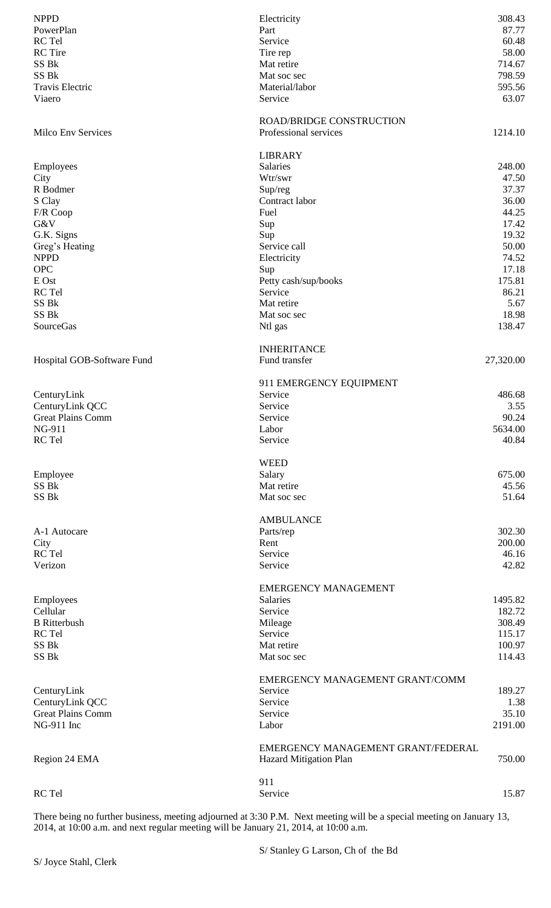| | | |
|---|---|---|
| NPPD | Electricity | 308.43 |
| PowerPlan | Part | 87.77 |
| RC Tel | Service | 60.48 |
| RC Tire | Tire rep | 58.00 |
| SS Bk | Mat retire | 714.67 |
| SS Bk | Mat soc sec | 798.59 |
| Travis Electric | Material/labor | 595.56 |
| Viaero | Service | 63.07 |
| | ROAD/BRIDGE CONSTRUCTION | |
| Milco Env Services | Professional services | 1214.10 |
| | LIBRARY | |
| Employees | Salaries | 248.00 |
| City | Wtr/swr | 47.50 |
| R Bodmer | Sup/reg | 37.37 |
| S Clay | Contract labor | 36.00 |
| F/R Coop | Fuel | 44.25 |
| G&V | Sup | 17.42 |
| G.K. Signs | Sup | 19.32 |
| Greg's Heating | Service call | 50.00 |
| NPPD | Electricity | 74.52 |
| OPC | Sup | 17.18 |
| E Ost | Petty cash/sup/books | 175.81 |
| RC Tel | Service | 86.21 |
| SS Bk | Mat retire | 5.67 |
| SS Bk | Mat soc sec | 18.98 |
| SourceGas | Ntl gas | 138.47 |
| | INHERITANCE | |
| Hospital GOB-Software Fund | Fund transfer | 27,320.00 |
| | 911 EMERGENCY EQUIPMENT | |
| CenturyLink | Service | 486.68 |
| CenturyLink QCC | Service | 3.55 |
| Great Plains Comm | Service | 90.24 |
| NG-911 | Labor | 5634.00 |
| RC Tel | Service | 40.84 |
| | WEED | |
| Employee | Salary | 675.00 |
| SS Bk | Mat retire | 45.56 |
| SS Bk | Mat soc sec | 51.64 |
| | AMBULANCE | |
| A-1 Autocare | Parts/rep | 302.30 |
| City | Rent | 200.00 |
| RC Tel | Service | 46.16 |
| Verizon | Service | 42.82 |
| | EMERGENCY MANAGEMENT | |
| Employees | Salaries | 1495.82 |
| Cellular | Service | 182.72 |
| B Ritterbush | Mileage | 308.49 |
| RC Tel | Service | 115.17 |
| SS Bk | Mat retire | 100.97 |
| SS Bk | Mat soc sec | 114.43 |
| | EMERGENCY MANAGEMENT GRANT/COMM | |
| CenturyLink | Service | 189.27 |
| CenturyLink QCC | Service | 1.38 |
| Great Plains Comm | Service | 35.10 |
| NG-911 Inc | Labor | 2191.00 |
| | EMERGENCY MANAGEMENT GRANT/FEDERAL | |
| Region 24 EMA | Hazard Mitigation Plan | 750.00 |
| | 911 | |
| RC Tel | Service | 15.87 |

There being no further business, meeting adjourned at 3:30 P.M. Next meeting will be a special meeting on January 13, 2014, at 10:00 a.m. and next regular meeting will be January 21, 2014, at 10:00 a.m.

S/ Stanley G Larson, Ch of the Bd

S/ Joyce Stahl, Clerk